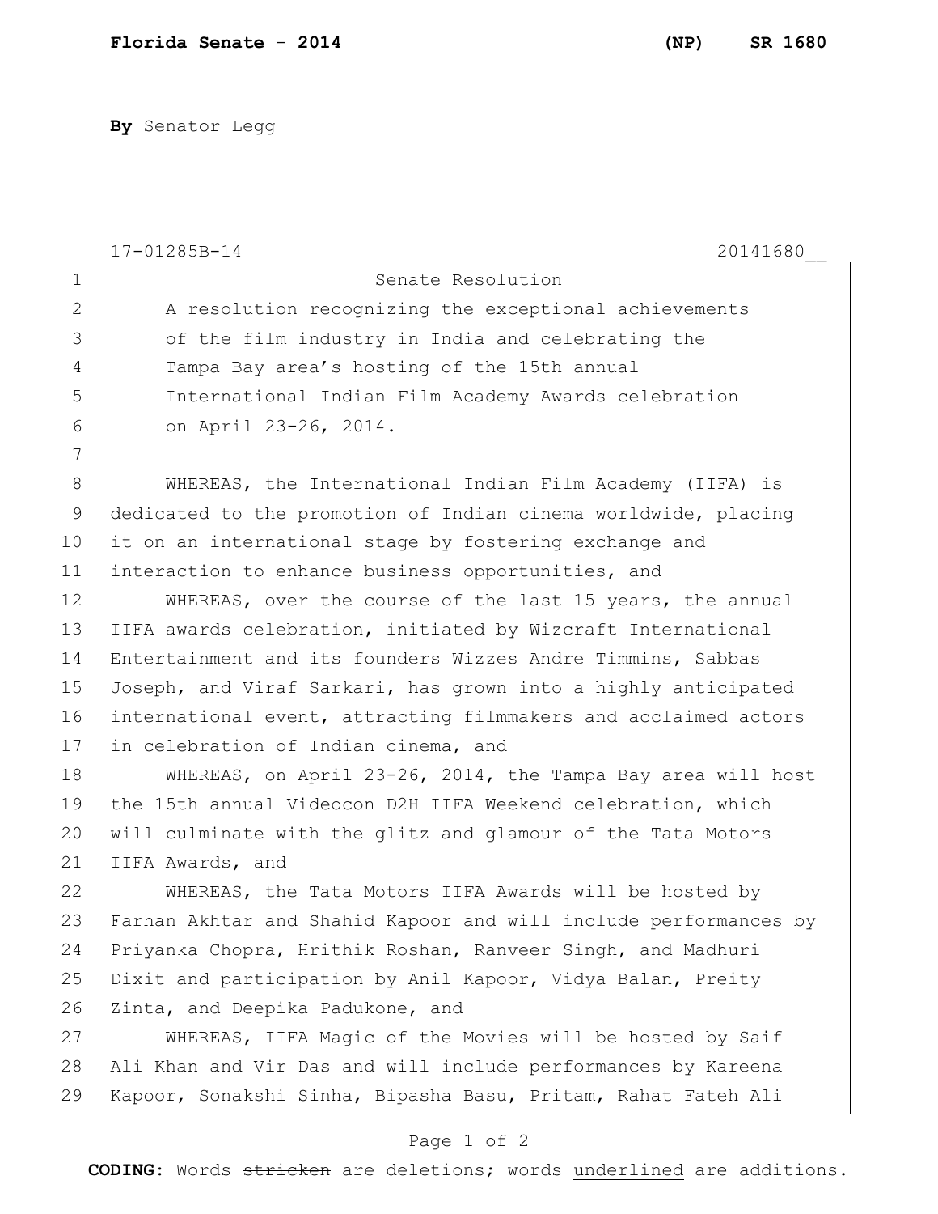**By** Senator Legg

17-01285B-14 20141680__

Senate Resolution

A resolution recognizing the exceptional achievements of the film industry in India and celebrating the Tampa Bay area's hosting of the 15th annual International Indian Film Academy Awards celebration on April 23-26, 2014.

WHEREAS, the International Indian Film Academy (IIFA) is dedicated to the promotion of Indian cinema worldwide, placing it on an international stage by fostering exchange and interaction to enhance business opportunities, and

WHEREAS, over the course of the last 15 years, the annual IIFA awards celebration, initiated by Wizcraft International Entertainment and its founders Wizzes Andre Timmins, Sabbas Joseph, and Viraf Sarkari, has grown into a highly anticipated international event, attracting filmmakers and acclaimed actors in celebration of Indian cinema, and

WHEREAS, on April 23-26, 2014, the Tampa Bay area will host the 15th annual Videocon D2H IIFA Weekend celebration, which will culminate with the glitz and glamour of the Tata Motors IIFA Awards, and

WHEREAS, the Tata Motors IIFA Awards will be hosted by Farhan Akhtar and Shahid Kapoor and will include performances by Priyanka Chopra, Hrithik Roshan, Ranveer Singh, and Madhuri Dixit and participation by Anil Kapoor, Vidya Balan, Preity Zinta, and Deepika Padukone, and

WHEREAS, IIFA Magic of the Movies will be hosted by Saif Ali Khan and Vir Das and will include performances by Kareena Kapoor, Sonakshi Sinha, Bipasha Basu, Pritam, Rahat Fateh Ali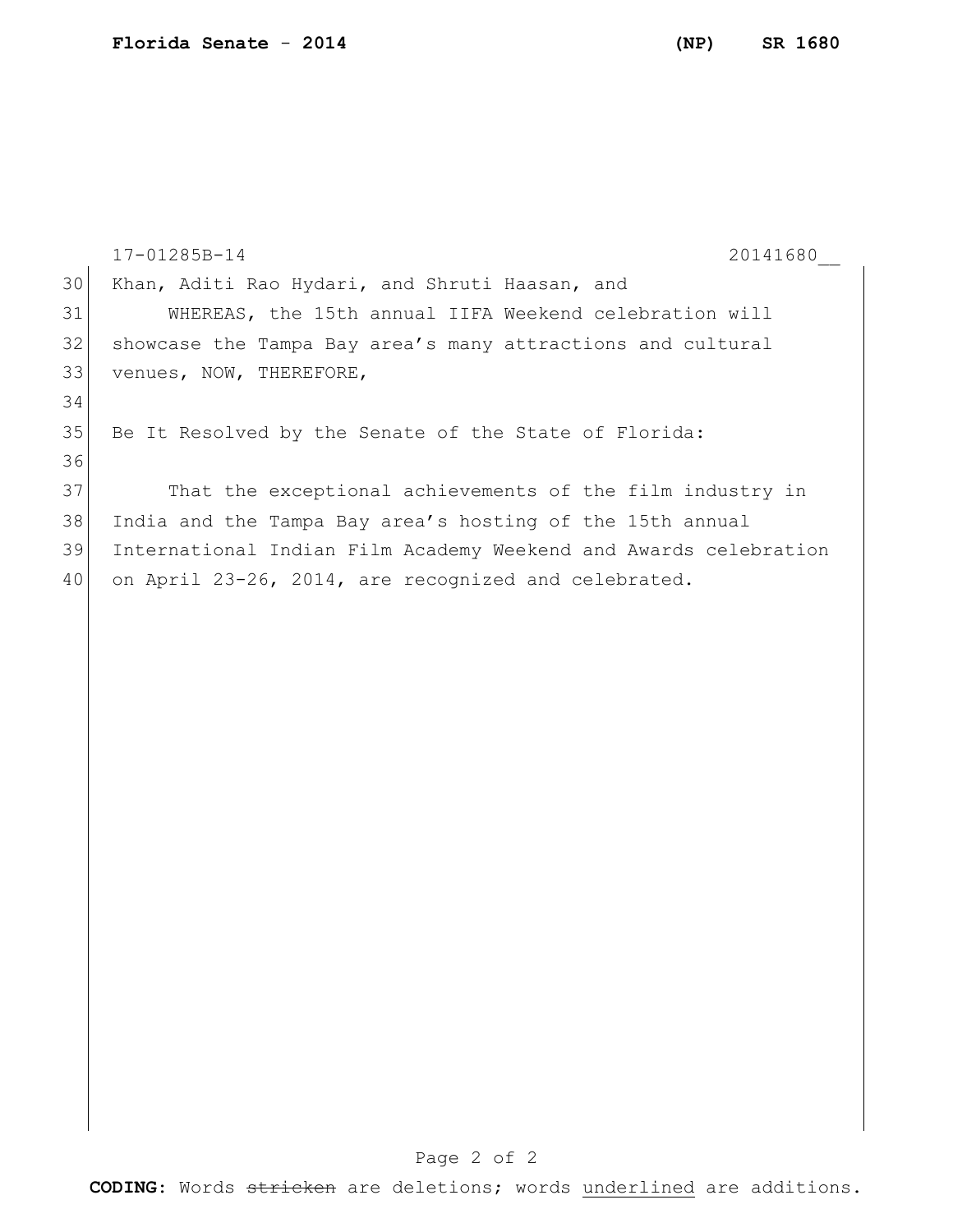Khan, Aditi Rao Hydari, and Shruti Haasan, and

WHEREAS, the 15th annual IIFA Weekend celebration will showcase the Tampa Bay area's many attractions and cultural venues, NOW, THEREFORE,

Be It Resolved by the Senate of the State of Florida:

That the exceptional achievements of the film industry in India and the Tampa Bay area's hosting of the 15th annual International Indian Film Academy Weekend and Awards celebration on April 23-26, 2014, are recognized and celebrated.